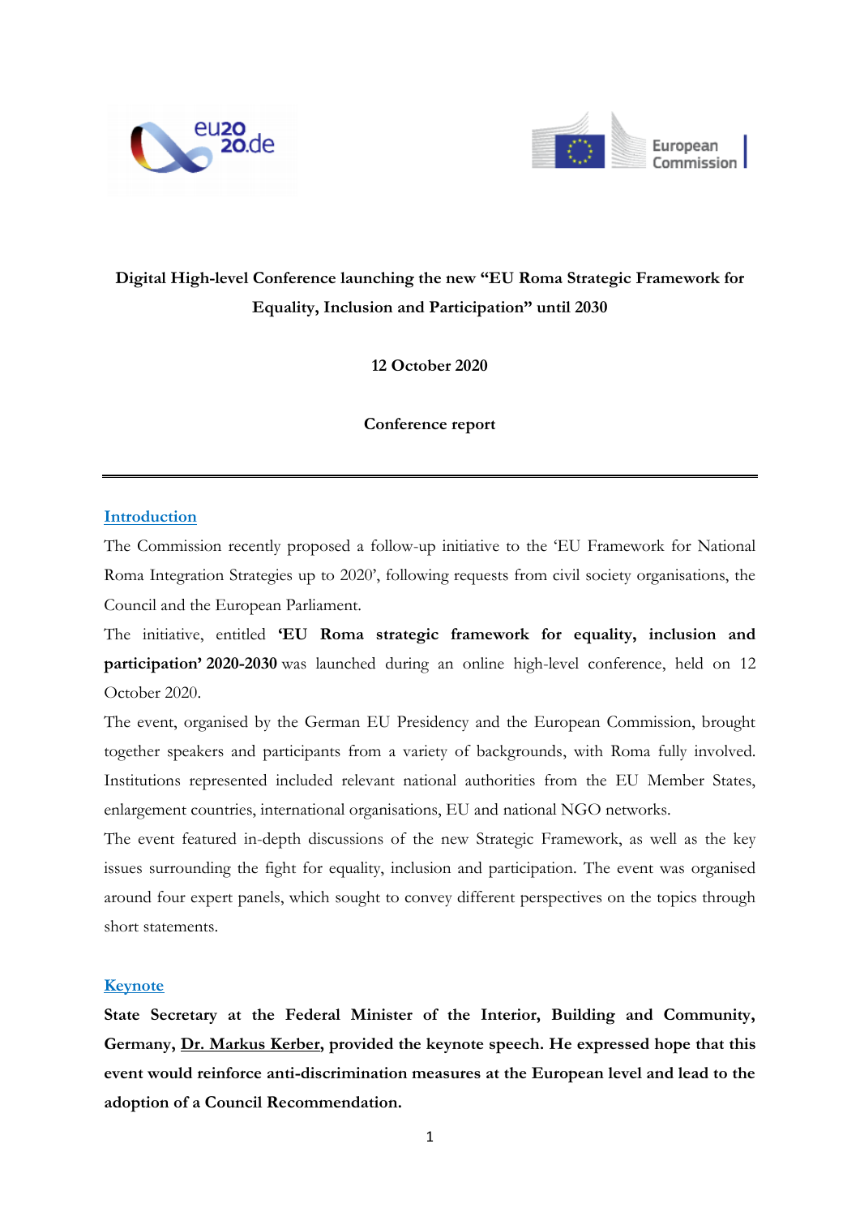**Digital High-level Conference launching the new "EU Roma Strategic Framework for Equality, Inclusion and Participation" until 2030**

**12 October 2020**

**Conference report**

---

## Introduction

The Commission recently proposed a follow-up initiative to the 'EU Framework for National Roma Integration Strategies up to 2020', following requests from civil society organisations, the Council and the European Parliament.

The initiative, entitled **'EU Roma strategic framework for equality, inclusion and participation' 2020-2030** was launched during an online high-level conference, held on 12 October 2020.

The event, organised by the German EU Presidency and the European Commission, brought together speakers and participants from a variety of backgrounds, with Roma fully involved. Institutions represented included relevant national authorities from the EU Member States, enlargement countries, international organisations, EU and national NGO networks.

The event featured in-depth discussions of the new Strategic Framework, as well as the key issues surrounding the fight for equality, inclusion and participation. The event was organised around four expert panels, which sought to convey different perspectives on the topics through short statements.

## Keynote

**State Secretary at the Federal Minister of the Interior, Building and Community, Germany, Dr. Markus Kerber, provided the keynote speech. He expressed hope that this event would reinforce anti-discrimination measures at the European level and lead to the adoption of a Council Recommendation.**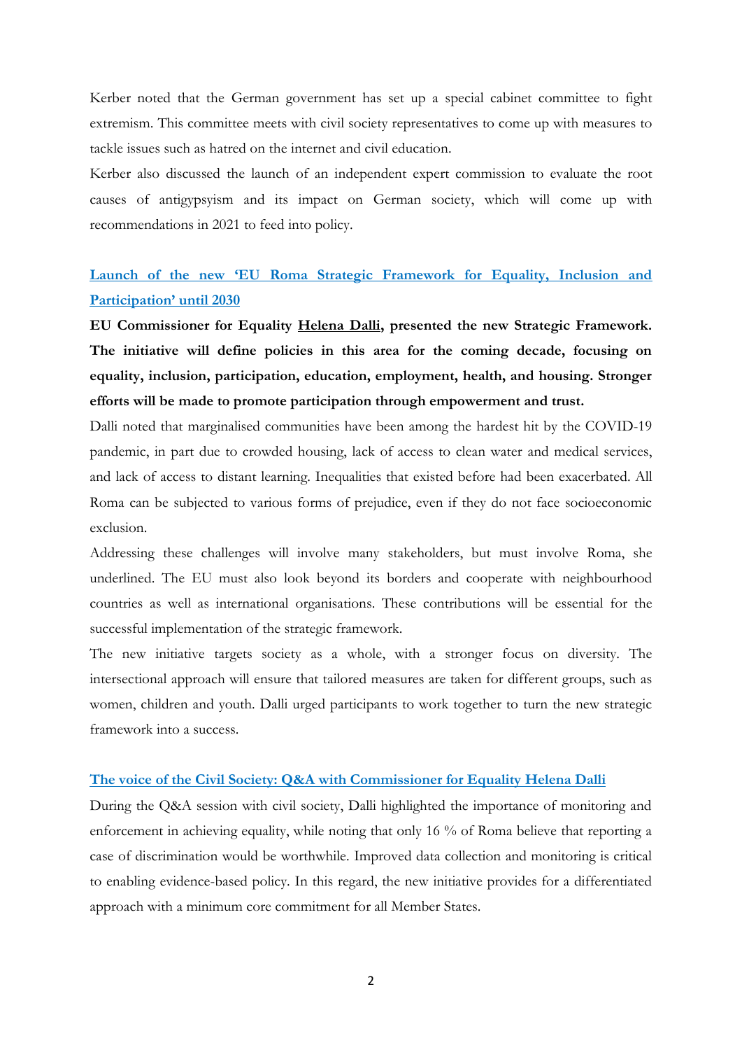Kerber noted that the German government has set up a special cabinet committee to fight extremism. This committee meets with civil society representatives to come up with measures to tackle issues such as hatred on the internet and civil education.

Kerber also discussed the launch of an independent expert commission to evaluate the root causes of antigypsyism and its impact on German society, which will come up with recommendations in 2021 to feed into policy.

## Launch of the new 'EU Roma Strategic Framework for Equality, Inclusion and Participation' until 2030

**EU Commissioner for Equality Helena Dalli, presented the new Strategic Framework. The initiative will define policies in this area for the coming decade, focusing on equality, inclusion, participation, education, employment, health, and housing. Stronger efforts will be made to promote participation through empowerment and trust.**

Dalli noted that marginalised communities have been among the hardest hit by the COVID-19 pandemic, in part due to crowded housing, lack of access to clean water and medical services, and lack of access to distant learning. Inequalities that existed before had been exacerbated. All Roma can be subjected to various forms of prejudice, even if they do not face socioeconomic exclusion.

Addressing these challenges will involve many stakeholders, but must involve Roma, she underlined. The EU must also look beyond its borders and cooperate with neighbourhood countries as well as international organisations. These contributions will be essential for the successful implementation of the strategic framework.

The new initiative targets society as a whole, with a stronger focus on diversity. The intersectional approach will ensure that tailored measures are taken for different groups, such as women, children and youth. Dalli urged participants to work together to turn the new strategic framework into a success.

### The voice of the Civil Society: Q&A with Commissioner for Equality Helena Dalli

During the Q&A session with civil society, Dalli highlighted the importance of monitoring and enforcement in achieving equality, while noting that only 16 % of Roma believe that reporting a case of discrimination would be worthwhile. Improved data collection and monitoring is critical to enabling evidence-based policy. In this regard, the new initiative provides for a differentiated approach with a minimum core commitment for all Member States.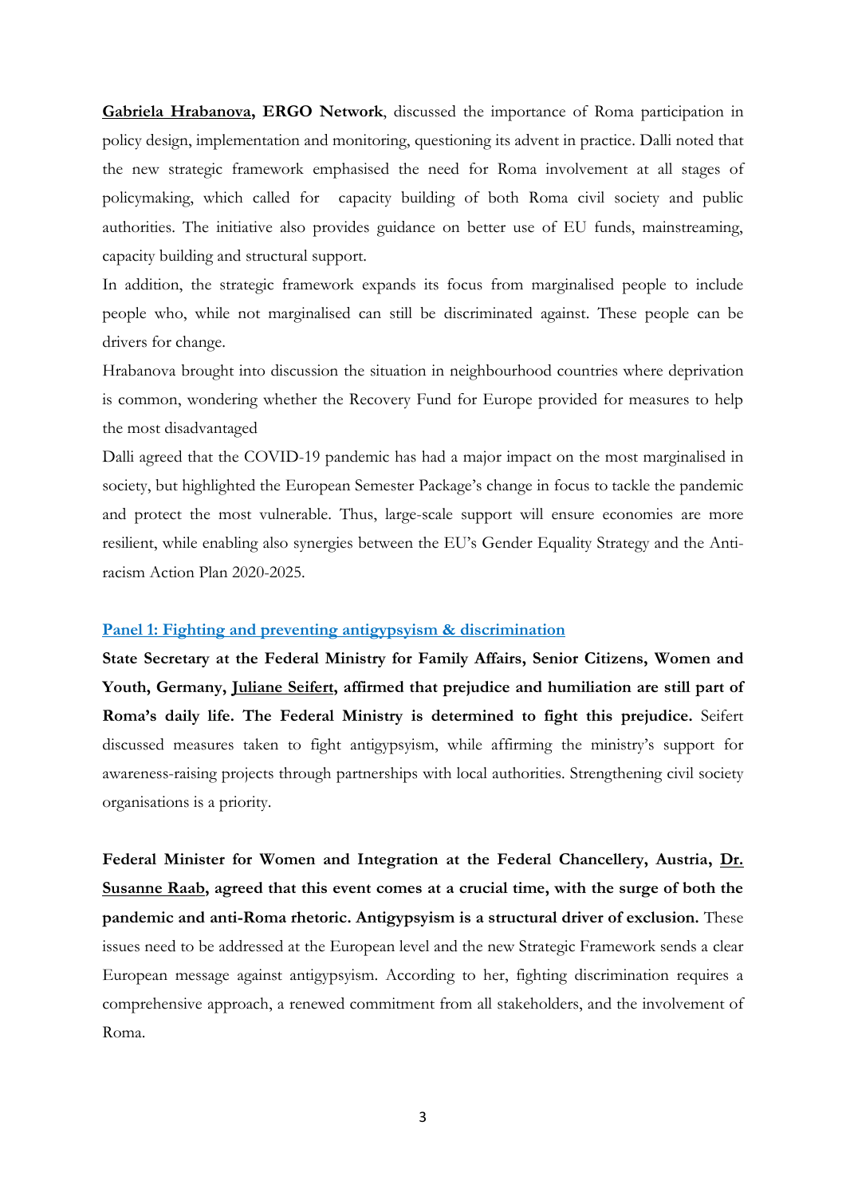**Gabriela Hrabanova, ERGO Network**, discussed the importance of Roma participation in policy design, implementation and monitoring, questioning its advent in practice. Dalli noted that the new strategic framework emphasised the need for Roma involvement at all stages of policymaking, which called for capacity building of both Roma civil society and public authorities. The initiative also provides guidance on better use of EU funds, mainstreaming, capacity building and structural support.

In addition, the strategic framework expands its focus from marginalised people to include people who, while not marginalised can still be discriminated against. These people can be drivers for change.

Hrabanova brought into discussion the situation in neighbourhood countries where deprivation is common, wondering whether the Recovery Fund for Europe provided for measures to help the most disadvantaged

Dalli agreed that the COVID-19 pandemic has had a major impact on the most marginalised in society, but highlighted the European Semester Package's change in focus to tackle the pandemic and protect the most vulnerable. Thus, large-scale support will ensure economies are more resilient, while enabling also synergies between the EU's Gender Equality Strategy and the Anti-racism Action Plan 2020-2025.

## Panel 1: Fighting and preventing antigypsyism & discrimination

**State Secretary at the Federal Ministry for Family Affairs, Senior Citizens, Women and Youth, Germany, Juliane Seifert, affirmed that prejudice and humiliation are still part of Roma's daily life. The Federal Ministry is determined to fight this prejudice.** Seifert discussed measures taken to fight antigypsyism, while affirming the ministry's support for awareness-raising projects through partnerships with local authorities. Strengthening civil society organisations is a priority.

**Federal Minister for Women and Integration at the Federal Chancellery, Austria, Dr. Susanne Raab, agreed that this event comes at a crucial time, with the surge of both the pandemic and anti-Roma rhetoric. Antigypsyism is a structural driver of exclusion.** These issues need to be addressed at the European level and the new Strategic Framework sends a clear European message against antigypsyism. According to her, fighting discrimination requires a comprehensive approach, a renewed commitment from all stakeholders, and the involvement of Roma.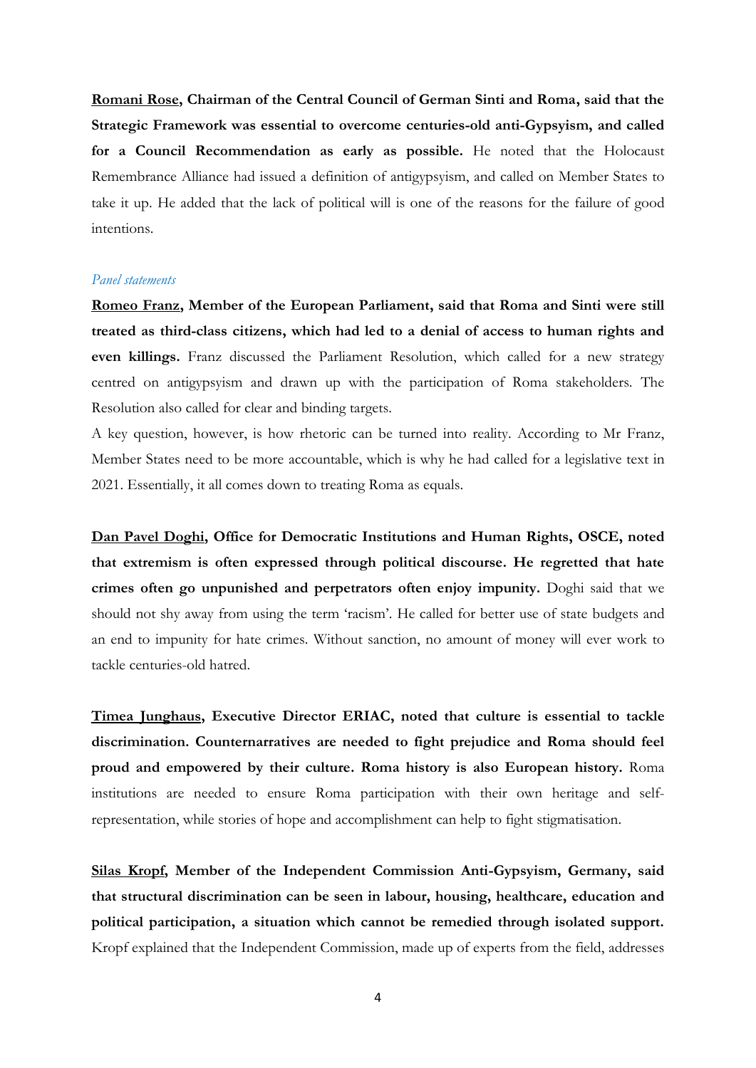**Romani Rose, Chairman of the Central Council of German Sinti and Roma, said that the Strategic Framework was essential to overcome centuries-old anti-Gypsyism, and called for a Council Recommendation as early as possible.** He noted that the Holocaust Remembrance Alliance had issued a definition of antigypsyism, and called on Member States to take it up. He added that the lack of political will is one of the reasons for the failure of good intentions.

*Panel statements*

**Romeo Franz, Member of the European Parliament, said that Roma and Sinti were still treated as third-class citizens, which had led to a denial of access to human rights and even killings.** Franz discussed the Parliament Resolution, which called for a new strategy centred on antigypsyism and drawn up with the participation of Roma stakeholders. The Resolution also called for clear and binding targets.

A key question, however, is how rhetoric can be turned into reality. According to Mr Franz, Member States need to be more accountable, which is why he had called for a legislative text in 2021. Essentially, it all comes down to treating Roma as equals.

**Dan Pavel Doghi, Office for Democratic Institutions and Human Rights, OSCE, noted that extremism is often expressed through political discourse. He regretted that hate crimes often go unpunished and perpetrators often enjoy impunity.** Doghi said that we should not shy away from using the term 'racism'. He called for better use of state budgets and an end to impunity for hate crimes. Without sanction, no amount of money will ever work to tackle centuries-old hatred.

**Timea Junghaus, Executive Director ERIAC, noted that culture is essential to tackle discrimination. Counternarratives are needed to fight prejudice and Roma should feel proud and empowered by their culture. Roma history is also European history.** Roma institutions are needed to ensure Roma participation with their own heritage and self-representation, while stories of hope and accomplishment can help to fight stigmatisation.

**Silas Kropf, Member of the Independent Commission Anti-Gypsyism, Germany, said that structural discrimination can be seen in labour, housing, healthcare, education and political participation, a situation which cannot be remedied through isolated support.** Kropf explained that the Independent Commission, made up of experts from the field, addresses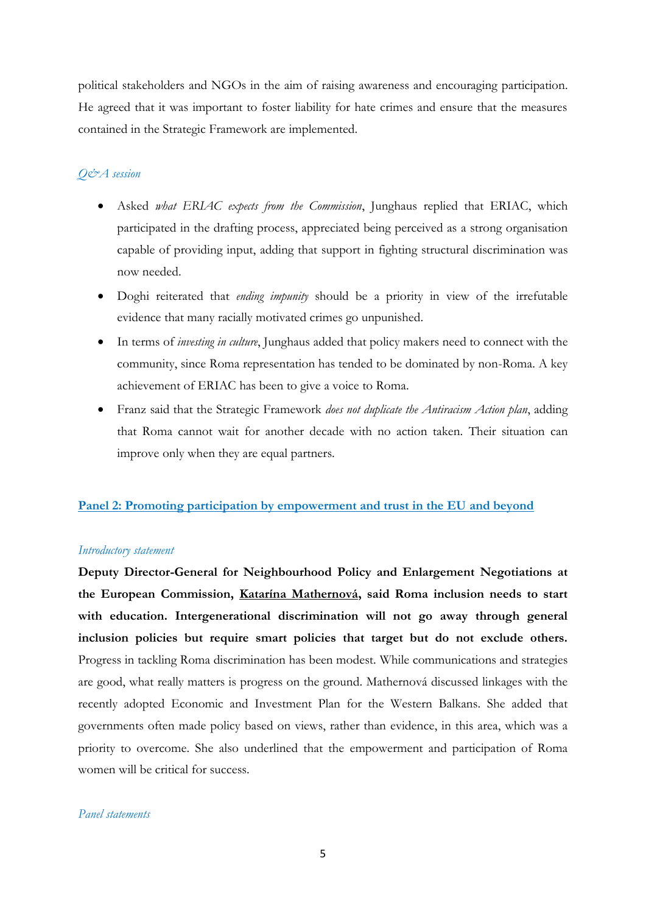political stakeholders and NGOs in the aim of raising awareness and encouraging participation. He agreed that it was important to foster liability for hate crimes and ensure that the measures contained in the Strategic Framework are implemented.

*Q&A session*

- Asked *what ERIAC expects from the Commission*, Junghaus replied that ERIAC, which participated in the drafting process, appreciated being perceived as a strong organisation capable of providing input, adding that support in fighting structural discrimination was now needed.
- Doghi reiterated that *ending impunity* should be a priority in view of the irrefutable evidence that many racially motivated crimes go unpunished.
- In terms of *investing in culture*, Junghaus added that policy makers need to connect with the community, since Roma representation has tended to be dominated by non-Roma. A key achievement of ERIAC has been to give a voice to Roma.
- Franz said that the Strategic Framework *does not duplicate the Antiracism Action plan*, adding that Roma cannot wait for another decade with no action taken. Their situation can improve only when they are equal partners.

## Panel 2: Promoting participation by empowerment and trust in the EU and beyond

*Introductory statement*

**Deputy Director-General for Neighbourhood Policy and Enlargement Negotiations at the European Commission, Katarína Mathernová, said Roma inclusion needs to start with education. Intergenerational discrimination will not go away through general inclusion policies but require smart policies that target but do not exclude others.** Progress in tackling Roma discrimination has been modest. While communications and strategies are good, what really matters is progress on the ground. Mathernová discussed linkages with the recently adopted Economic and Investment Plan for the Western Balkans. She added that governments often made policy based on views, rather than evidence, in this area, which was a priority to overcome. She also underlined that the empowerment and participation of Roma women will be critical for success.

*Panel statements*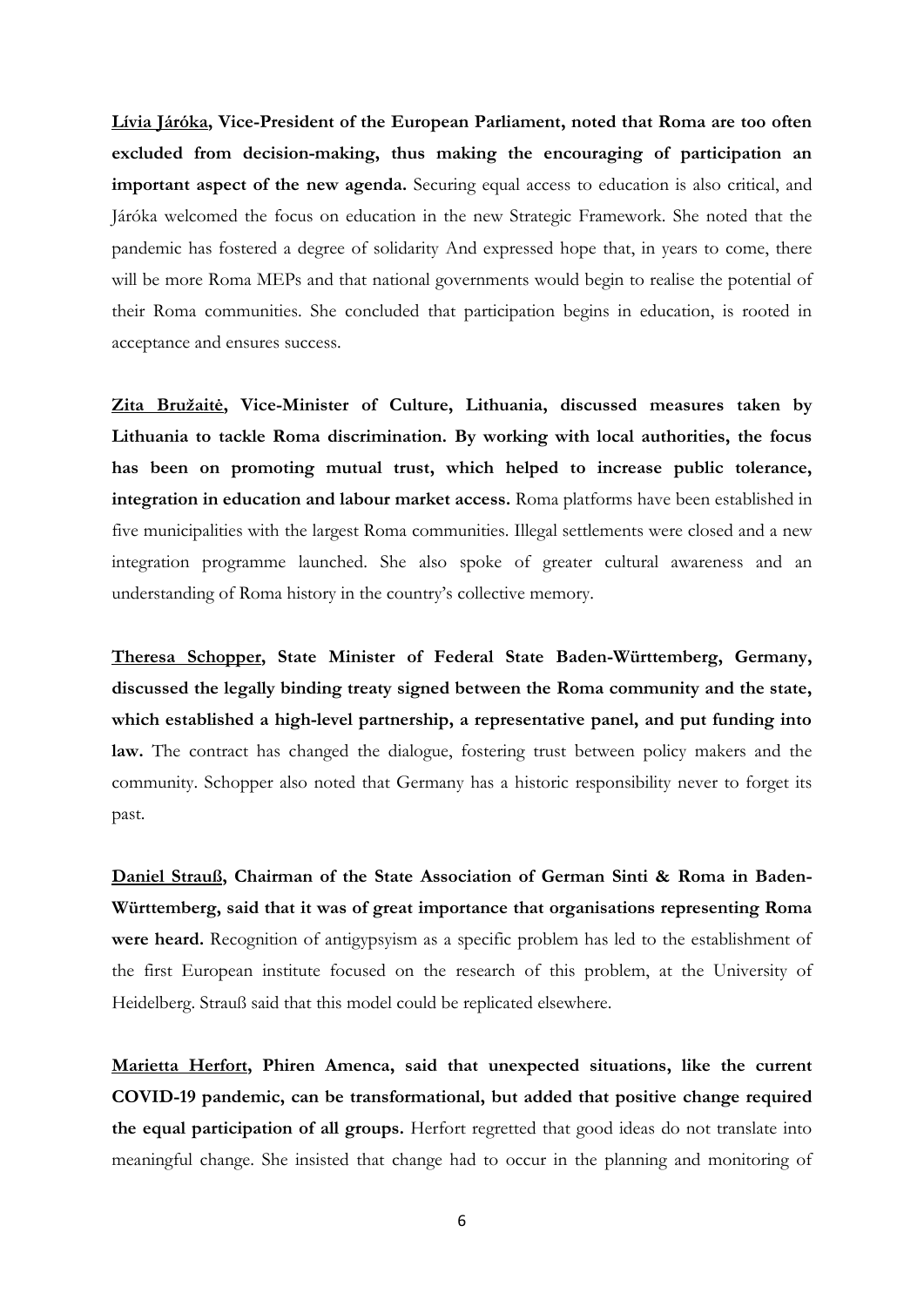**<u>Lívia Járóka</u>, Vice-President of the European Parliament, noted that Roma are too often excluded from decision-making, thus making the encouraging of participation an important aspect of the new agenda.** Securing equal access to education is also critical, and Járóka welcomed the focus on education in the new Strategic Framework. She noted that the pandemic has fostered a degree of solidarity And expressed hope that, in years to come, there will be more Roma MEPs and that national governments would begin to realise the potential of their Roma communities. She concluded that participation begins in education, is rooted in acceptance and ensures success.

**<u>Zita Bružaitė</u>, Vice-Minister of Culture, Lithuania, discussed measures taken by Lithuania to tackle Roma discrimination. By working with local authorities, the focus has been on promoting mutual trust, which helped to increase public tolerance, integration in education and labour market access.** Roma platforms have been established in five municipalities with the largest Roma communities. Illegal settlements were closed and a new integration programme launched. She also spoke of greater cultural awareness and an understanding of Roma history in the country's collective memory.

**<u>Theresa Schopper</u>, State Minister of Federal State Baden-Württemberg, Germany, discussed the legally binding treaty signed between the Roma community and the state, which established a high-level partnership, a representative panel, and put funding into law.** The contract has changed the dialogue, fostering trust between policy makers and the community. Schopper also noted that Germany has a historic responsibility never to forget its past.

**<u>Daniel Strauß</u>, Chairman of the State Association of German Sinti & Roma in Baden-Württemberg, said that it was of great importance that organisations representing Roma were heard.** Recognition of antigypsyism as a specific problem has led to the establishment of the first European institute focused on the research of this problem, at the University of Heidelberg. Strauß said that this model could be replicated elsewhere.

**<u>Marietta Herfort</u>, Phiren Amenca, said that unexpected situations, like the current COVID-19 pandemic, can be transformational, but added that positive change required the equal participation of all groups.** Herfort regretted that good ideas do not translate into meaningful change. She insisted that change had to occur in the planning and monitoring of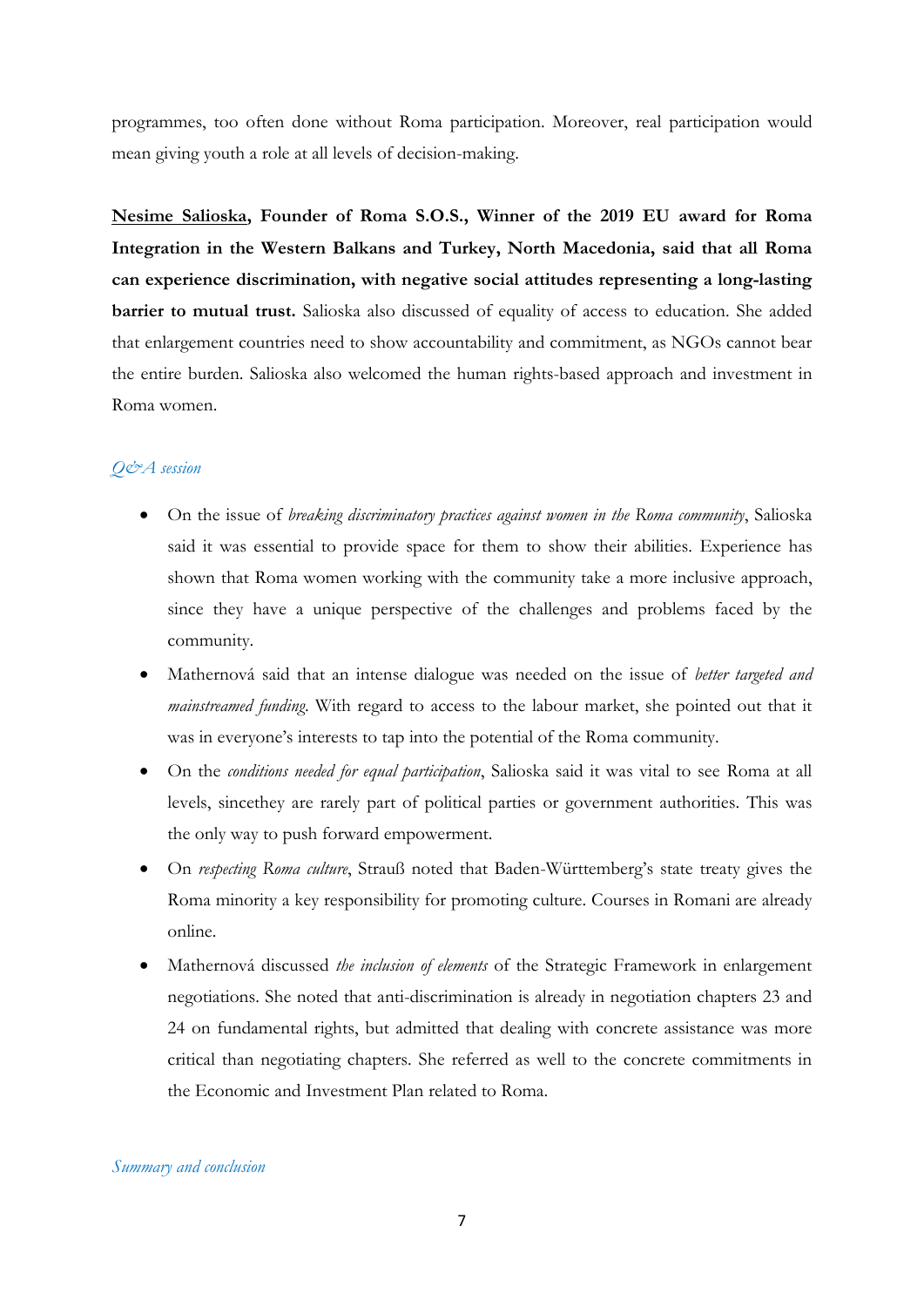programmes, too often done without Roma participation. Moreover, real participation would mean giving youth a role at all levels of decision-making.

**Nesime Salioska, Founder of Roma S.O.S., Winner of the 2019 EU award for Roma Integration in the Western Balkans and Turkey, North Macedonia, said that all Roma can experience discrimination, with negative social attitudes representing a long-lasting barrier to mutual trust.** Salioska also discussed of equality of access to education. She added that enlargement countries need to show accountability and commitment, as NGOs cannot bear the entire burden. Salioska also welcomed the human rights-based approach and investment in Roma women.

### *Q&A session*

- On the issue of *breaking discriminatory practices against women in the Roma community*, Salioska said it was essential to provide space for them to show their abilities. Experience has shown that Roma women working with the community take a more inclusive approach, since they have a unique perspective of the challenges and problems faced by the community.
- Mathernová said that an intense dialogue was needed on the issue of *better targeted and mainstreamed funding*. With regard to access to the labour market, she pointed out that it was in everyone's interests to tap into the potential of the Roma community.
- On the *conditions needed for equal participation*, Salioska said it was vital to see Roma at all levels, sincethey are rarely part of political parties or government authorities. This was the only way to push forward empowerment.
- On *respecting Roma culture*, Strauß noted that Baden-Württemberg's state treaty gives the Roma minority a key responsibility for promoting culture. Courses in Romani are already online.
- Mathernová discussed *the inclusion of elements* of the Strategic Framework in enlargement negotiations. She noted that anti-discrimination is already in negotiation chapters 23 and 24 on fundamental rights, but admitted that dealing with concrete assistance was more critical than negotiating chapters. She referred as well to the concrete commitments in the Economic and Investment Plan related to Roma.

### *Summary and conclusion*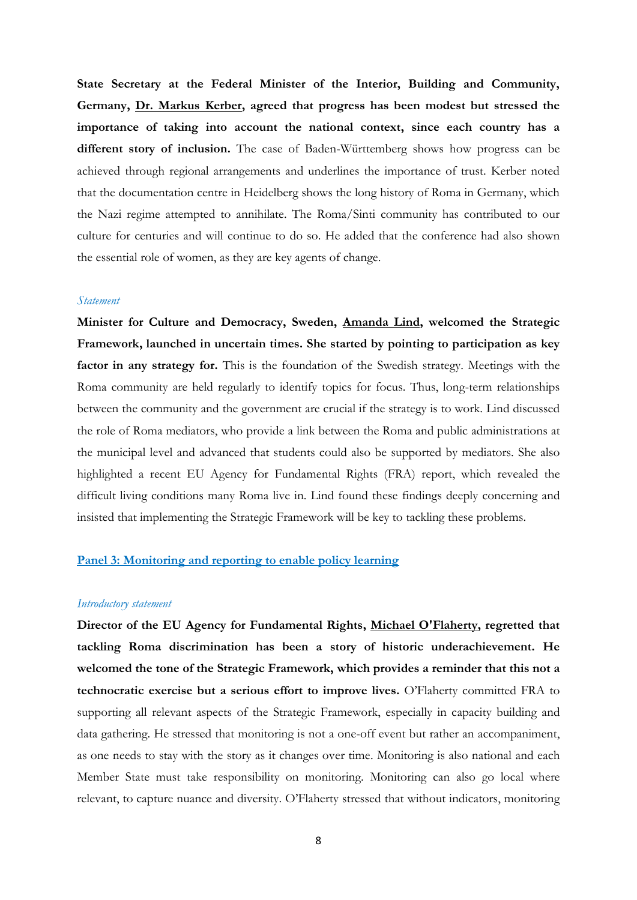**State Secretary at the Federal Minister of the Interior, Building and Community, Germany, Dr. Markus Kerber, agreed that progress has been modest but stressed the importance of taking into account the national context, since each country has a different story of inclusion.** The case of Baden-Württemberg shows how progress can be achieved through regional arrangements and underlines the importance of trust. Kerber noted that the documentation centre in Heidelberg shows the long history of Roma in Germany, which the Nazi regime attempted to annihilate. The Roma/Sinti community has contributed to our culture for centuries and will continue to do so. He added that the conference had also shown the essential role of women, as they are key agents of change.

*Statement*

**Minister for Culture and Democracy, Sweden, Amanda Lind, welcomed the Strategic Framework, launched in uncertain times. She started by pointing to participation as key factor in any strategy for.** This is the foundation of the Swedish strategy. Meetings with the Roma community are held regularly to identify topics for focus. Thus, long-term relationships between the community and the government are crucial if the strategy is to work. Lind discussed the role of Roma mediators, who provide a link between the Roma and public administrations at the municipal level and advanced that students could also be supported by mediators. She also highlighted a recent EU Agency for Fundamental Rights (FRA) report, which revealed the difficult living conditions many Roma live in. Lind found these findings deeply concerning and insisted that implementing the Strategic Framework will be key to tackling these problems.

## Panel 3: Monitoring and reporting to enable policy learning

*Introductory statement*

**Director of the EU Agency for Fundamental Rights, Michael O'Flaherty, regretted that tackling Roma discrimination has been a story of historic underachievement. He welcomed the tone of the Strategic Framework, which provides a reminder that this not a technocratic exercise but a serious effort to improve lives.** O'Flaherty committed FRA to supporting all relevant aspects of the Strategic Framework, especially in capacity building and data gathering. He stressed that monitoring is not a one-off event but rather an accompaniment, as one needs to stay with the story as it changes over time. Monitoring is also national and each Member State must take responsibility on monitoring. Monitoring can also go local where relevant, to capture nuance and diversity. O'Flaherty stressed that without indicators, monitoring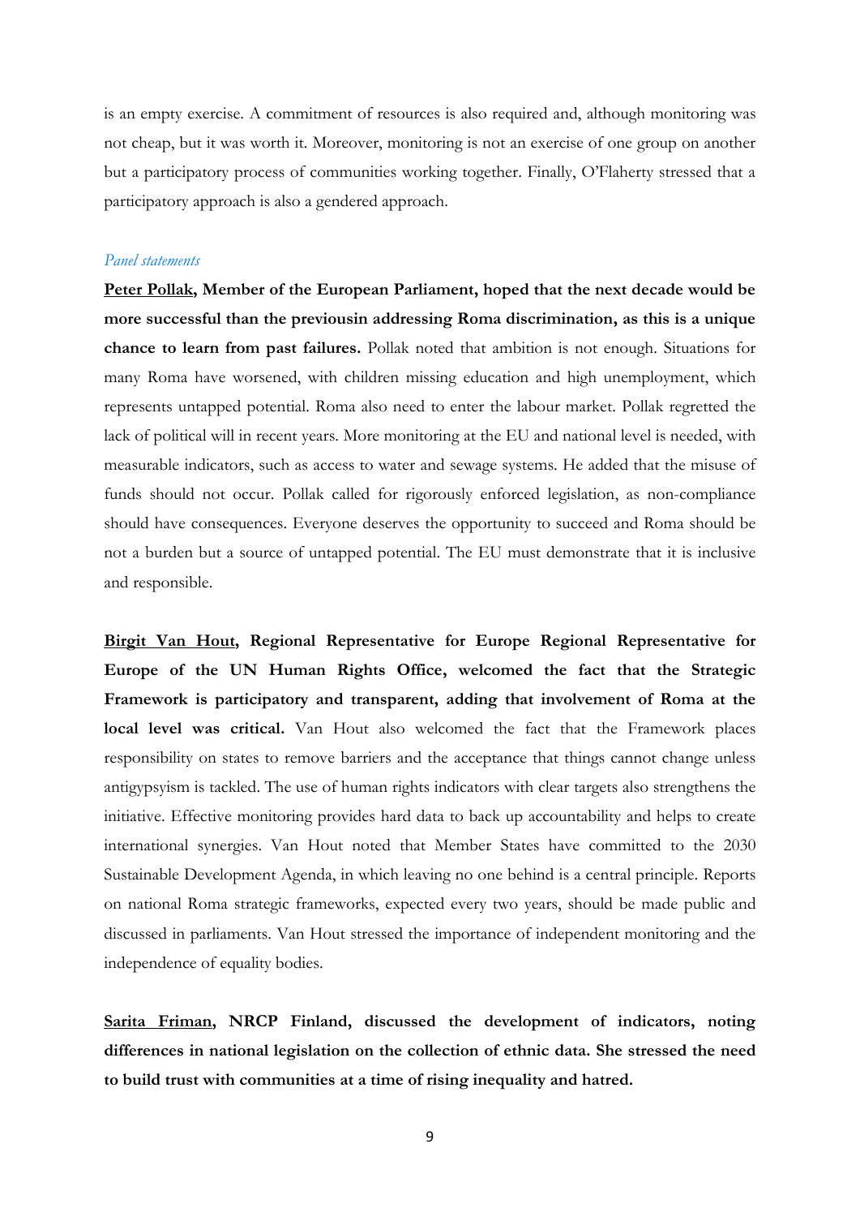is an empty exercise. A commitment of resources is also required and, although monitoring was not cheap, but it was worth it. Moreover, monitoring is not an exercise of one group on another but a participatory process of communities working together. Finally, O'Flaherty stressed that a participatory approach is also a gendered approach.

*Panel statements*

**Peter Pollak, Member of the European Parliament, hoped that the next decade would be more successful than the previousin addressing Roma discrimination, as this is a unique chance to learn from past failures.** Pollak noted that ambition is not enough. Situations for many Roma have worsened, with children missing education and high unemployment, which represents untapped potential. Roma also need to enter the labour market. Pollak regretted the lack of political will in recent years. More monitoring at the EU and national level is needed, with measurable indicators, such as access to water and sewage systems. He added that the misuse of funds should not occur. Pollak called for rigorously enforced legislation, as non-compliance should have consequences. Everyone deserves the opportunity to succeed and Roma should be not a burden but a source of untapped potential. The EU must demonstrate that it is inclusive and responsible.

**Birgit Van Hout, Regional Representative for Europe Regional Representative for Europe of the UN Human Rights Office, welcomed the fact that the Strategic Framework is participatory and transparent, adding that involvement of Roma at the local level was critical.** Van Hout also welcomed the fact that the Framework places responsibility on states to remove barriers and the acceptance that things cannot change unless antigypsyism is tackled. The use of human rights indicators with clear targets also strengthens the initiative. Effective monitoring provides hard data to back up accountability and helps to create international synergies. Van Hout noted that Member States have committed to the 2030 Sustainable Development Agenda, in which leaving no one behind is a central principle. Reports on national Roma strategic frameworks, expected every two years, should be made public and discussed in parliaments. Van Hout stressed the importance of independent monitoring and the independence of equality bodies.

**Sarita Friman, NRCP Finland, discussed the development of indicators, noting differences in national legislation on the collection of ethnic data. She stressed the need to build trust with communities at a time of rising inequality and hatred.**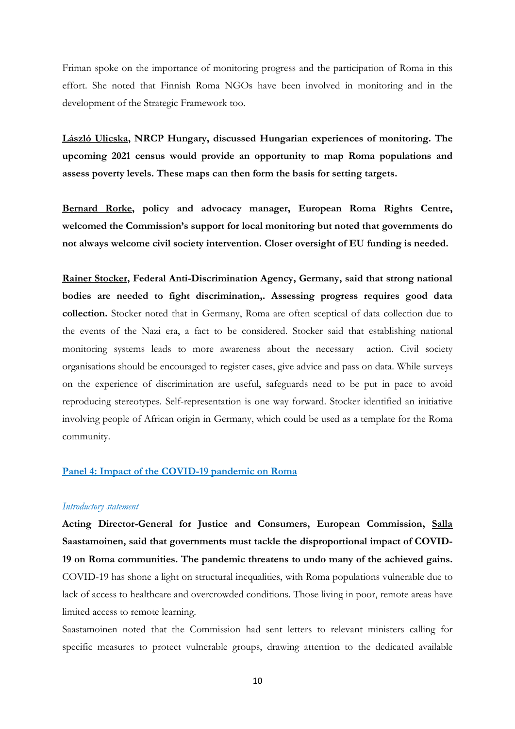Friman spoke on the importance of monitoring progress and the participation of Roma in this effort. She noted that Finnish Roma NGOs have been involved in monitoring and in the development of the Strategic Framework too.

**László Ulicska, NRCP Hungary, discussed Hungarian experiences of monitoring. The upcoming 2021 census would provide an opportunity to map Roma populations and assess poverty levels. These maps can then form the basis for setting targets.**

**Bernard Rorke, policy and advocacy manager, European Roma Rights Centre, welcomed the Commission's support for local monitoring but noted that governments do not always welcome civil society intervention. Closer oversight of EU funding is needed.**

**Rainer Stocker, Federal Anti-Discrimination Agency, Germany, said that strong national bodies are needed to fight discrimination,. Assessing progress requires good data collection.** Stocker noted that in Germany, Roma are often sceptical of data collection due to the events of the Nazi era, a fact to be considered. Stocker said that establishing national monitoring systems leads to more awareness about the necessary action. Civil society organisations should be encouraged to register cases, give advice and pass on data. While surveys on the experience of discrimination are useful, safeguards need to be put in pace to avoid reproducing stereotypes. Self-representation is one way forward. Stocker identified an initiative involving people of African origin in Germany, which could be used as a template for the Roma community.

## Panel 4: Impact of the COVID-19 pandemic on Roma

*Introductory statement*

**Acting Director-General for Justice and Consumers, European Commission, Salla Saastamoinen, said that governments must tackle the disproportional impact of COVID-19 on Roma communities. The pandemic threatens to undo many of the achieved gains.** COVID-19 has shone a light on structural inequalities, with Roma populations vulnerable due to lack of access to healthcare and overcrowded conditions. Those living in poor, remote areas have limited access to remote learning.

Saastamoinen noted that the Commission had sent letters to relevant ministers calling for specific measures to protect vulnerable groups, drawing attention to the dedicated available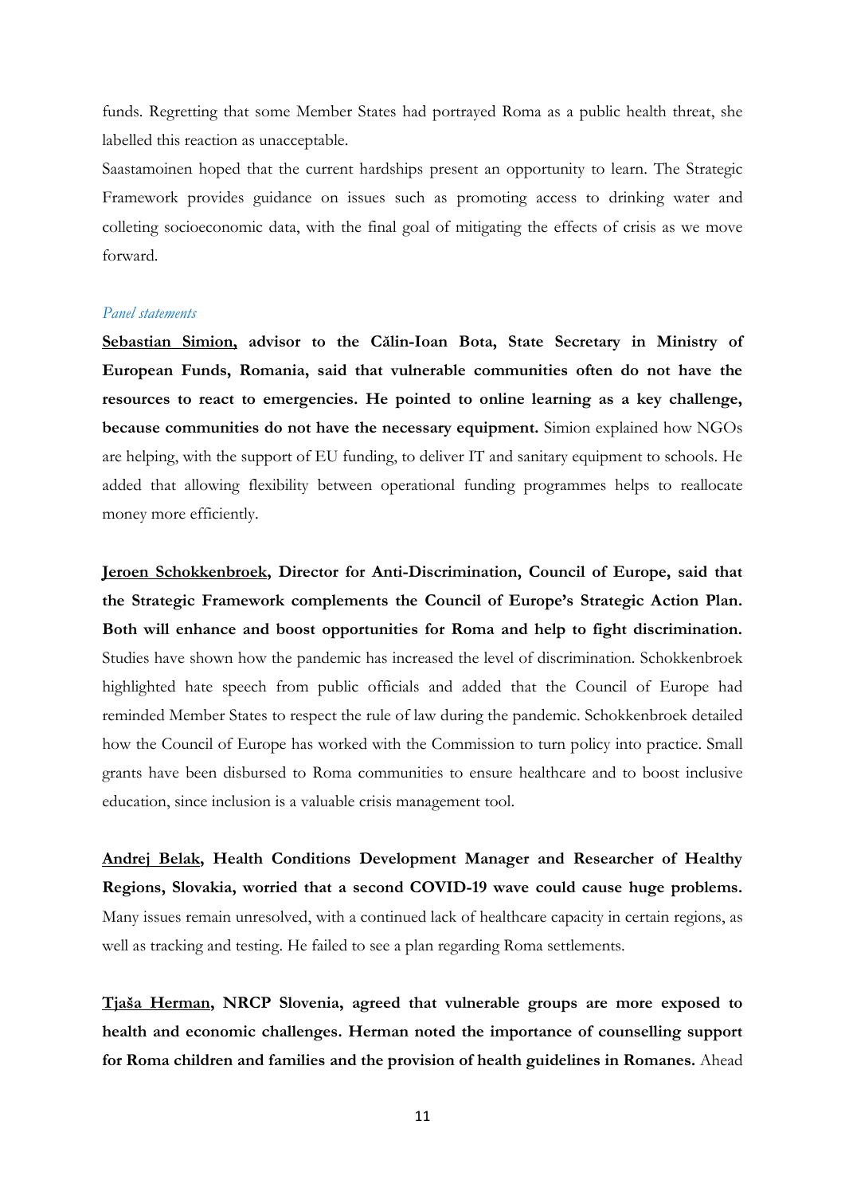funds. Regretting that some Member States had portrayed Roma as a public health threat, she labelled this reaction as unacceptable.

Saastamoinen hoped that the current hardships present an opportunity to learn. The Strategic Framework provides guidance on issues such as promoting access to drinking water and colleting socioeconomic data, with the final goal of mitigating the effects of crisis as we move forward.

*Panel statements*

**Sebastian Simion, advisor to the Călin-Ioan Bota, State Secretary in Ministry of European Funds, Romania, said that vulnerable communities often do not have the resources to react to emergencies. He pointed to online learning as a key challenge, because communities do not have the necessary equipment.** Simion explained how NGOs are helping, with the support of EU funding, to deliver IT and sanitary equipment to schools. He added that allowing flexibility between operational funding programmes helps to reallocate money more efficiently.

**Jeroen Schokkenbroek, Director for Anti-Discrimination, Council of Europe, said that the Strategic Framework complements the Council of Europe's Strategic Action Plan. Both will enhance and boost opportunities for Roma and help to fight discrimination.** Studies have shown how the pandemic has increased the level of discrimination. Schokkenbroek highlighted hate speech from public officials and added that the Council of Europe had reminded Member States to respect the rule of law during the pandemic. Schokkenbroek detailed how the Council of Europe has worked with the Commission to turn policy into practice. Small grants have been disbursed to Roma communities to ensure healthcare and to boost inclusive education, since inclusion is a valuable crisis management tool.

**Andrej Belak, Health Conditions Development Manager and Researcher of Healthy Regions, Slovakia, worried that a second COVID-19 wave could cause huge problems.** Many issues remain unresolved, with a continued lack of healthcare capacity in certain regions, as well as tracking and testing. He failed to see a plan regarding Roma settlements.

**Tjaša Herman, NRCP Slovenia, agreed that vulnerable groups are more exposed to health and economic challenges. Herman noted the importance of counselling support for Roma children and families and the provision of health guidelines in Romanes.** Ahead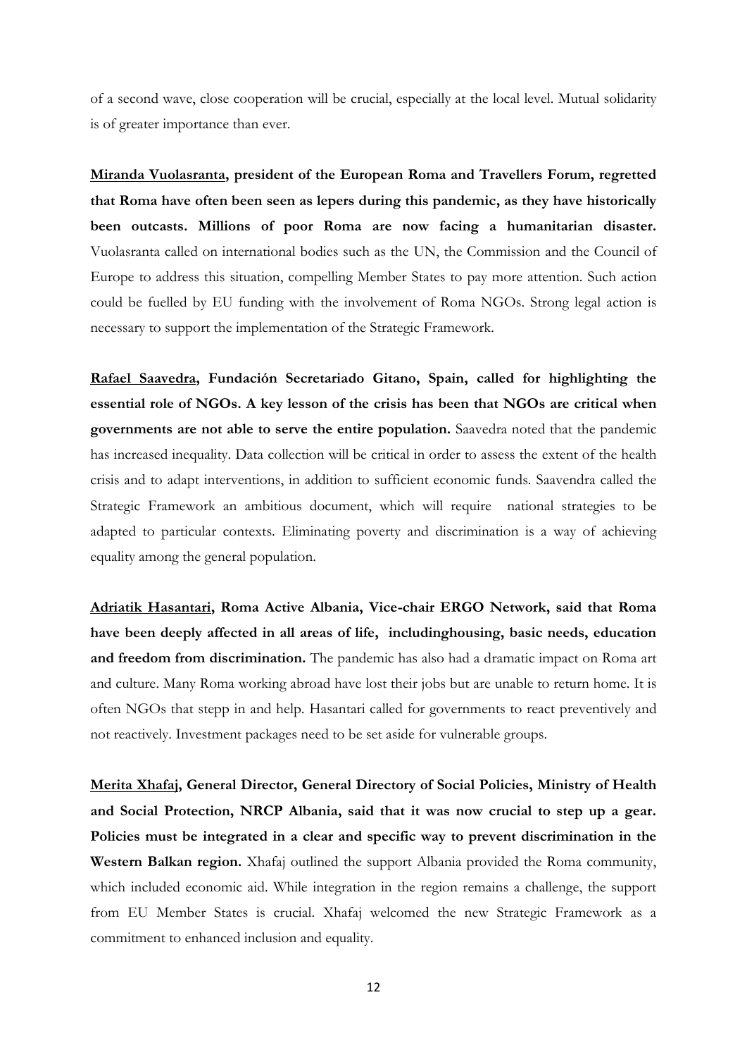of a second wave, close cooperation will be crucial, especially at the local level. Mutual solidarity is of greater importance than ever.

**Miranda Vuolasranta, president of the European Roma and Travellers Forum, regretted that Roma have often been seen as lepers during this pandemic, as they have historically been outcasts. Millions of poor Roma are now facing a humanitarian disaster.** Vuolasranta called on international bodies such as the UN, the Commission and the Council of Europe to address this situation, compelling Member States to pay more attention. Such action could be fuelled by EU funding with the involvement of Roma NGOs. Strong legal action is necessary to support the implementation of the Strategic Framework.

**Rafael Saavedra, Fundación Secretariado Gitano, Spain, called for highlighting the essential role of NGOs. A key lesson of the crisis has been that NGOs are critical when governments are not able to serve the entire population.** Saavedra noted that the pandemic has increased inequality. Data collection will be critical in order to assess the extent of the health crisis and to adapt interventions, in addition to sufficient economic funds. Saavendra called the Strategic Framework an ambitious document, which will require national strategies to be adapted to particular contexts. Eliminating poverty and discrimination is a way of achieving equality among the general population.

**Adriatik Hasantari, Roma Active Albania, Vice-chair ERGO Network, said that Roma have been deeply affected in all areas of life, includinghousing, basic needs, education and freedom from discrimination.** The pandemic has also had a dramatic impact on Roma art and culture. Many Roma working abroad have lost their jobs but are unable to return home. It is often NGOs that stepp in and help. Hasantari called for governments to react preventively and not reactively. Investment packages need to be set aside for vulnerable groups.

**Merita Xhafaj, General Director, General Directory of Social Policies, Ministry of Health and Social Protection, NRCP Albania, said that it was now crucial to step up a gear. Policies must be integrated in a clear and specific way to prevent discrimination in the Western Balkan region.** Xhafaj outlined the support Albania provided the Roma community, which included economic aid. While integration in the region remains a challenge, the support from EU Member States is crucial. Xhafaj welcomed the new Strategic Framework as a commitment to enhanced inclusion and equality.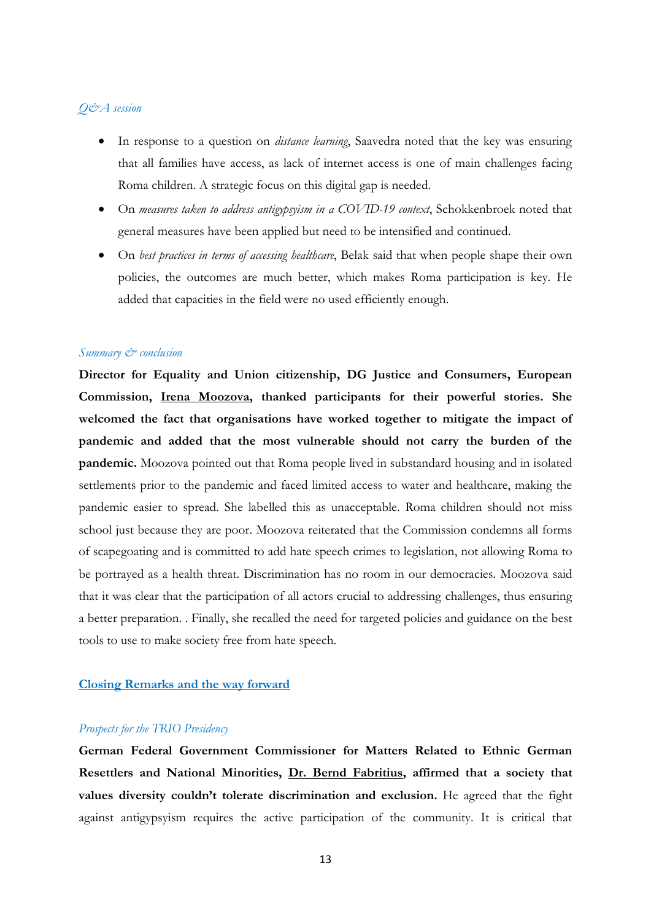*Q&A session*

- In response to a question on *distance learning*, Saavedra noted that the key was ensuring that all families have access, as lack of internet access is one of main challenges facing Roma children. A strategic focus on this digital gap is needed.
- On *measures taken to address antigypsyism in a COVID-19 context*, Schokkenbroek noted that general measures have been applied but need to be intensified and continued.
- On *best practices in terms of accessing healthcare*, Belak said that when people shape their own policies, the outcomes are much better, which makes Roma participation is key. He added that capacities in the field were no used efficiently enough.

*Summary & conclusion*

**Director for Equality and Union citizenship, DG Justice and Consumers, European Commission, <u>Irena Moozova</u>, thanked participants for their powerful stories. She welcomed the fact that organisations have worked together to mitigate the impact of pandemic and added that the most vulnerable should not carry the burden of the pandemic.** Moozova pointed out that Roma people lived in substandard housing and in isolated settlements prior to the pandemic and faced limited access to water and healthcare, making the pandemic easier to spread. She labelled this as unacceptable. Roma children should not miss school just because they are poor. Moozova reiterated that the Commission condemns all forms of scapegoating and is committed to add hate speech crimes to legislation, not allowing Roma to be portrayed as a health threat. Discrimination has no room in our democracies. Moozova said that it was clear that the participation of all actors crucial to addressing challenges, thus ensuring a better preparation. . Finally, she recalled the need for targeted policies and guidance on the best tools to use to make society free from hate speech.

## Closing Remarks and the way forward

*Prospects for the TRIO Presidency*

**German Federal Government Commissioner for Matters Related to Ethnic German Resettlers and National Minorities, <u>Dr. Bernd Fabritius</u>, affirmed that a society that values diversity couldn't tolerate discrimination and exclusion.** He agreed that the fight against antigypsyism requires the active participation of the community. It is critical that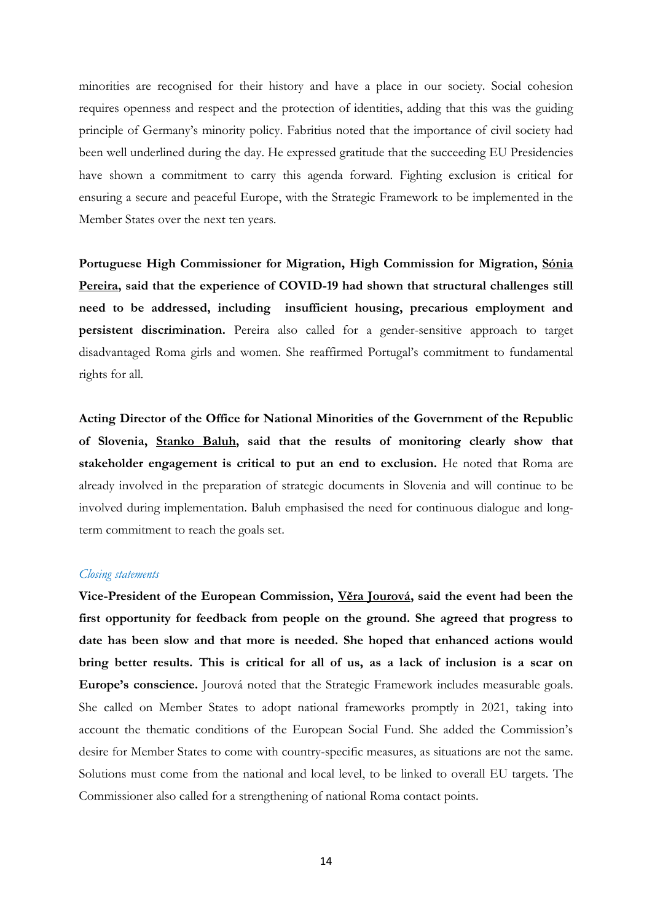minorities are recognised for their history and have a place in our society. Social cohesion requires openness and respect and the protection of identities, adding that this was the guiding principle of Germany's minority policy. Fabritius noted that the importance of civil society had been well underlined during the day. He expressed gratitude that the succeeding EU Presidencies have shown a commitment to carry this agenda forward. Fighting exclusion is critical for ensuring a secure and peaceful Europe, with the Strategic Framework to be implemented in the Member States over the next ten years.

**Portuguese High Commissioner for Migration, High Commission for Migration, Sónia Pereira, said that the experience of COVID-19 had shown that structural challenges still need to be addressed, including insufficient housing, precarious employment and persistent discrimination.** Pereira also called for a gender-sensitive approach to target disadvantaged Roma girls and women. She reaffirmed Portugal's commitment to fundamental rights for all.

**Acting Director of the Office for National Minorities of the Government of the Republic of Slovenia, Stanko Baluh, said that the results of monitoring clearly show that stakeholder engagement is critical to put an end to exclusion.** He noted that Roma are already involved in the preparation of strategic documents in Slovenia and will continue to be involved during implementation. Baluh emphasised the need for continuous dialogue and long-term commitment to reach the goals set.

*Closing statements*

**Vice-President of the European Commission, Věra Jourová, said the event had been the first opportunity for feedback from people on the ground. She agreed that progress to date has been slow and that more is needed. She hoped that enhanced actions would bring better results. This is critical for all of us, as a lack of inclusion is a scar on Europe's conscience.** Jourová noted that the Strategic Framework includes measurable goals. She called on Member States to adopt national frameworks promptly in 2021, taking into account the thematic conditions of the European Social Fund. She added the Commission's desire for Member States to come with country-specific measures, as situations are not the same. Solutions must come from the national and local level, to be linked to overall EU targets. The Commissioner also called for a strengthening of national Roma contact points.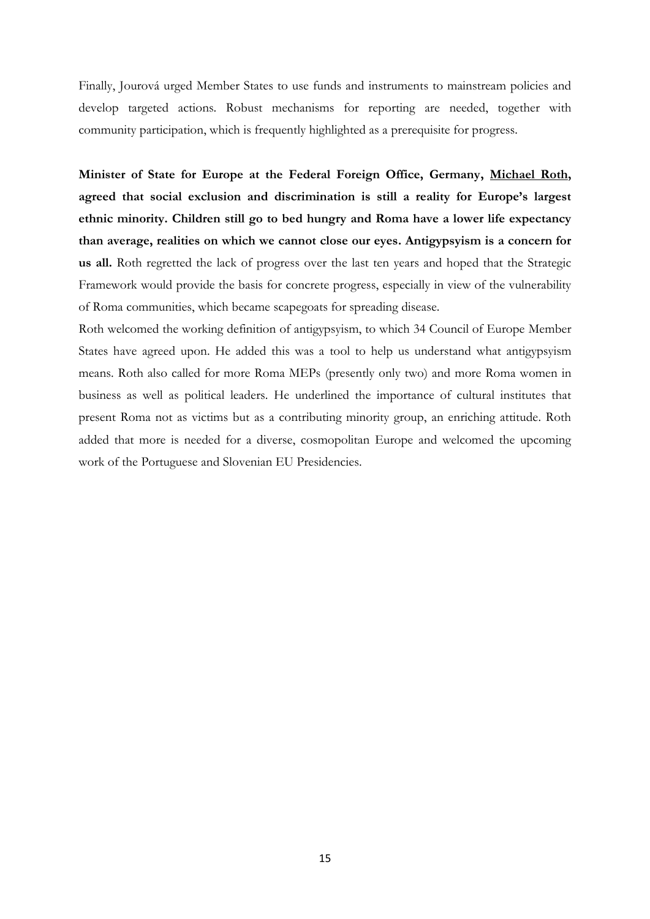Finally, Jourová urged Member States to use funds and instruments to mainstream policies and develop targeted actions. Robust mechanisms for reporting are needed, together with community participation, which is frequently highlighted as a prerequisite for progress.

**Minister of State for Europe at the Federal Foreign Office, Germany, Michael Roth, agreed that social exclusion and discrimination is still a reality for Europe's largest ethnic minority. Children still go to bed hungry and Roma have a lower life expectancy than average, realities on which we cannot close our eyes. Antigypsyism is a concern for us all.** Roth regretted the lack of progress over the last ten years and hoped that the Strategic Framework would provide the basis for concrete progress, especially in view of the vulnerability of Roma communities, which became scapegoats for spreading disease.

Roth welcomed the working definition of antigypsyism, to which 34 Council of Europe Member States have agreed upon. He added this was a tool to help us understand what antigypsyism means. Roth also called for more Roma MEPs (presently only two) and more Roma women in business as well as political leaders. He underlined the importance of cultural institutes that present Roma not as victims but as a contributing minority group, an enriching attitude. Roth added that more is needed for a diverse, cosmopolitan Europe and welcomed the upcoming work of the Portuguese and Slovenian EU Presidencies.